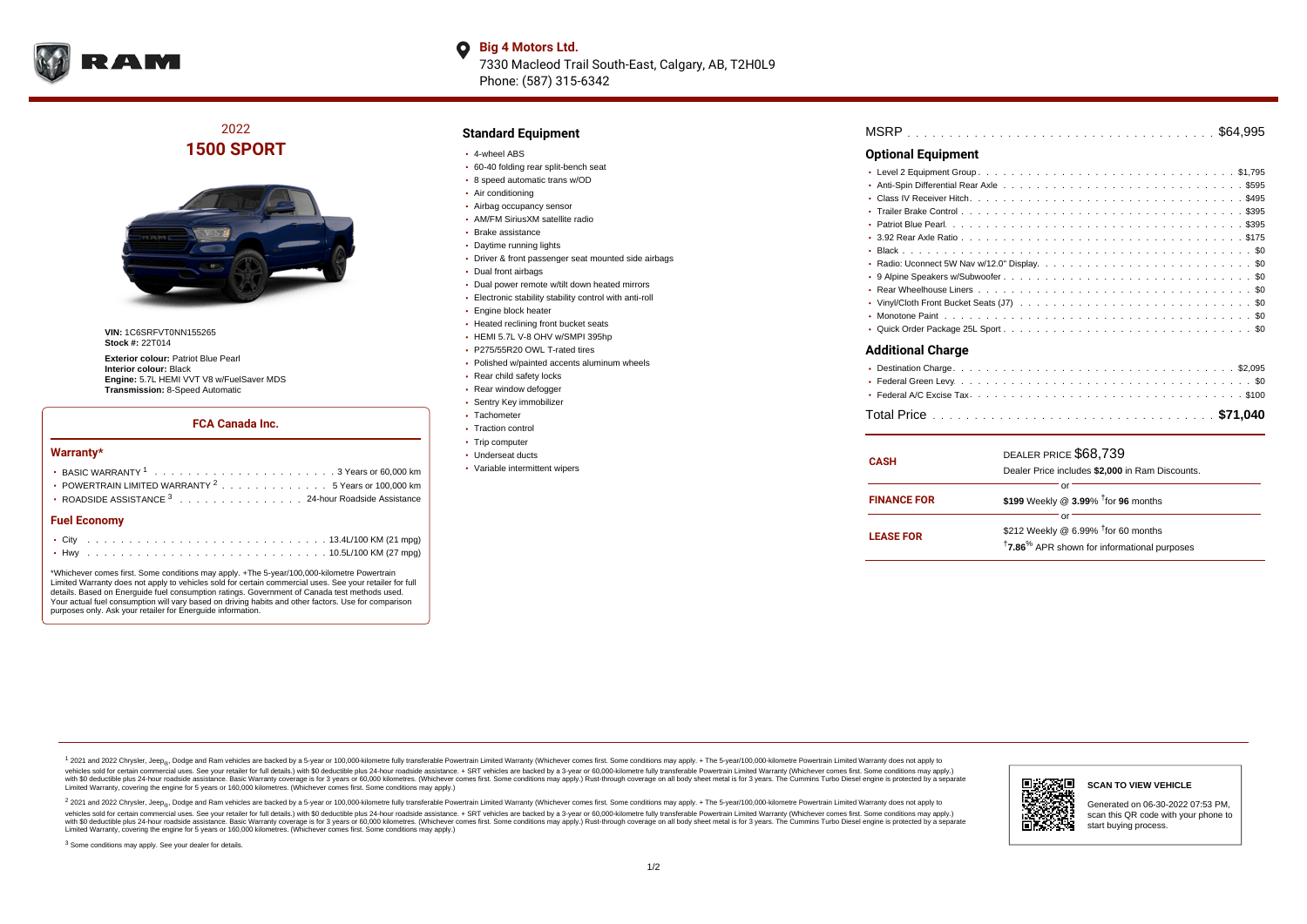**Big 4 Motors Ltd.**
7330 Macleod Trail South-East, Calgary, AB, T2H0L9
Phone: (587) 315-6342

# 2022
# 1500 SPORT

**VIN:** 1C6SRFVT0NN155265
**Stock #:** 22T014

**Exterior colour:** Patriot Blue Pearl
**Interior colour:** Black
**Engine:** 5.7L HEMI VVT V8 w/FuelSaver MDS
**Transmission:** 8-Speed Automatic

### FCA Canada Inc.

#### Warranty*

- BASIC WARRANTY [1] . . . 3 Years or 60,000 km
- POWERTRAIN LIMITED WARRANTY [2] . . . 5 Years or 100,000 km
- ROADSIDE ASSISTANCE [3] . . . 24-hour Roadside Assistance

#### Fuel Economy

- City . . . 13.4L/100 KM (21 mpg)
- Hwy . . . 10.5L/100 KM (27 mpg)

*Whichever comes first. Some conditions may apply. +The 5-year/100,000-kilometre Powertrain Limited Warranty does not apply to vehicles sold for certain commercial uses. See your retailer for full details. Based on Energuide fuel consumption ratings. Government of Canada test methods used. Your actual fuel consumption will vary based on driving habits and other factors. Use for comparison purposes only. Ask your retailer for Energuide information.

## Standard Equipment

- 4-wheel ABS
- 60-40 folding rear split-bench seat
- 8 speed automatic trans w/OD
- Air conditioning
- Airbag occupancy sensor
- AM/FM SiriusXM satellite radio
- Brake assistance
- Daytime running lights
- Driver & front passenger seat mounted side airbags
- Dual front airbags
- Dual power remote w/tilt down heated mirrors
- Electronic stability stability control with anti-roll
- Engine block heater
- Heated reclining front bucket seats
- HEMI 5.7L V-8 OHV w/SMPI 395hp
- P275/55R20 OWL T-rated tires
- Polished w/painted accents aluminum wheels
- Rear child safety locks
- Rear window defogger
- Sentry Key immobilizer
- Tachometer
- Traction control
- Trip computer
- Underseat ducts
- Variable intermittent wipers

MSRP . . . $64,995

## Optional Equipment

- Level 2 Equipment Group . . . $1,795
- Anti-Spin Differential Rear Axle . . . $595
- Class IV Receiver Hitch . . . $495
- Trailer Brake Control . . . $395
- Patriot Blue Pearl . . . $395
- 3.92 Rear Axle Ratio . . . $175
- Black . . . $0
- Radio: Uconnect 5W Nav w/12.0" Display . . . $0
- 9 Alpine Speakers w/Subwoofer . . . $0
- Rear Wheelhouse Liners . . . $0
- Vinyl/Cloth Front Bucket Seats (J7) . . . $0
- Monotone Paint . . . $0
- Quick Order Package 25L Sport . . . $0

## Additional Charge

- Destination Charge . . . $2,095
- Federal Green Levy . . . $0
- Federal A/C Excise Tax . . . $100

Total Price . . . **$71,040**

| | |
|---|---|
| **CASH** | DEALER PRICE $68,739<br>Dealer Price includes **$2,000** in Ram Discounts. |
| | or |
| **FINANCE FOR** | **$199** Weekly @ **3.99**% †for **96** months |
| | or |
| **LEASE FOR** | $212 Weekly @ 6.99% †for 60 months<br>†**7.86**% APR shown for informational purposes |

[1] 2021 and 2022 Chrysler, Jeep®, Dodge and Ram vehicles are backed by a 5-year or 100,000-kilometre fully transferable Powertrain Limited Warranty (Whichever comes first. Some conditions may apply. + The 5-year/100,000-kilometre Powertrain Limited Warranty does not apply to vehicles sold for certain commercial uses. See your retailer for full details.) with $0 deductible plus 24-hour roadside assistance. + SRT vehicles are backed by a 3-year or 60,000-kilometre fully transferable Powertrain Limited Warranty (Whichever comes first. Some conditions may apply.) with $0 deductible plus 24-hour roadside assistance. Basic Warranty coverage is for 3 years or 60,000 kilometres. (Whichever comes first. Some conditions may apply.) Rust-through coverage on all body sheet metal is for 3 years. The Cummins Turbo Diesel engine is protected by a separate Limited Warranty, covering the engine for 5 years or 160,000 kilometres. (Whichever comes first. Some conditions may apply.)

[2] 2021 and 2022 Chrysler, Jeep®, Dodge and Ram vehicles are backed by a 5-year or 100,000-kilometre fully transferable Powertrain Limited Warranty (Whichever comes first. Some conditions may apply. + The 5-year/100,000-kilometre Powertrain Limited Warranty does not apply to vehicles sold for certain commercial uses. See your retailer for full details.) with $0 deductible plus 24-hour roadside assistance. + SRT vehicles are backed by a 3-year or 60,000-kilometre fully transferable Powertrain Limited Warranty (Whichever comes first. Some conditions may apply.) with $0 deductible plus 24-hour roadside assistance. Basic Warranty coverage is for 3 years or 60,000 kilometres. (Whichever comes first. Some conditions may apply.) Rust-through coverage on all body sheet metal is for 3 years. The Cummins Turbo Diesel engine is protected by a separate Limited Warranty, covering the engine for 5 years or 160,000 kilometres. (Whichever comes first. Some conditions may apply.)

[3] Some conditions may apply. See your dealer for details.

**SCAN TO VIEW VEHICLE**

Generated on 06-30-2022 07:53 PM, scan this QR code with your phone to start buying process.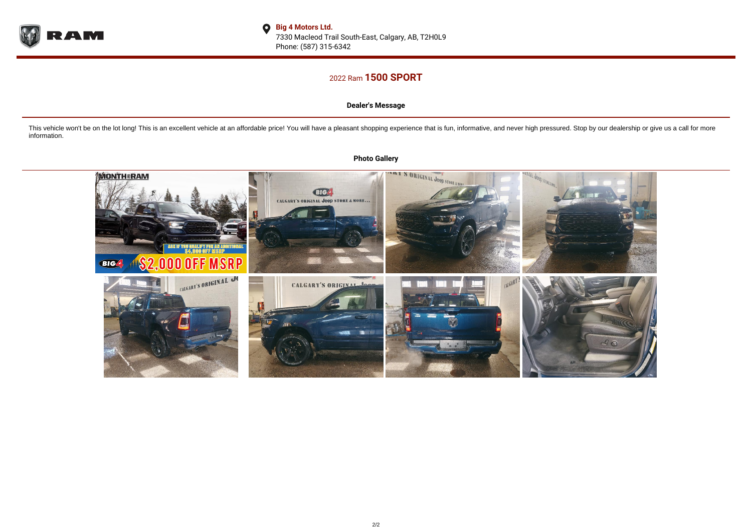**Big 4 Motors Ltd.**
7330 Macleod Trail South-East, Calgary, AB, T2H0L9
Phone: (587) 315-6342

# 2022 Ram **1500 SPORT**

## Dealer's Message

This vehicle won't be on the lot long! This is an excellent vehicle at an affordable price! You will have a pleasant shopping experience that is fun, informative, and never high pressured. Stop by our dealership or give us a call for more information.

## Photo Gallery